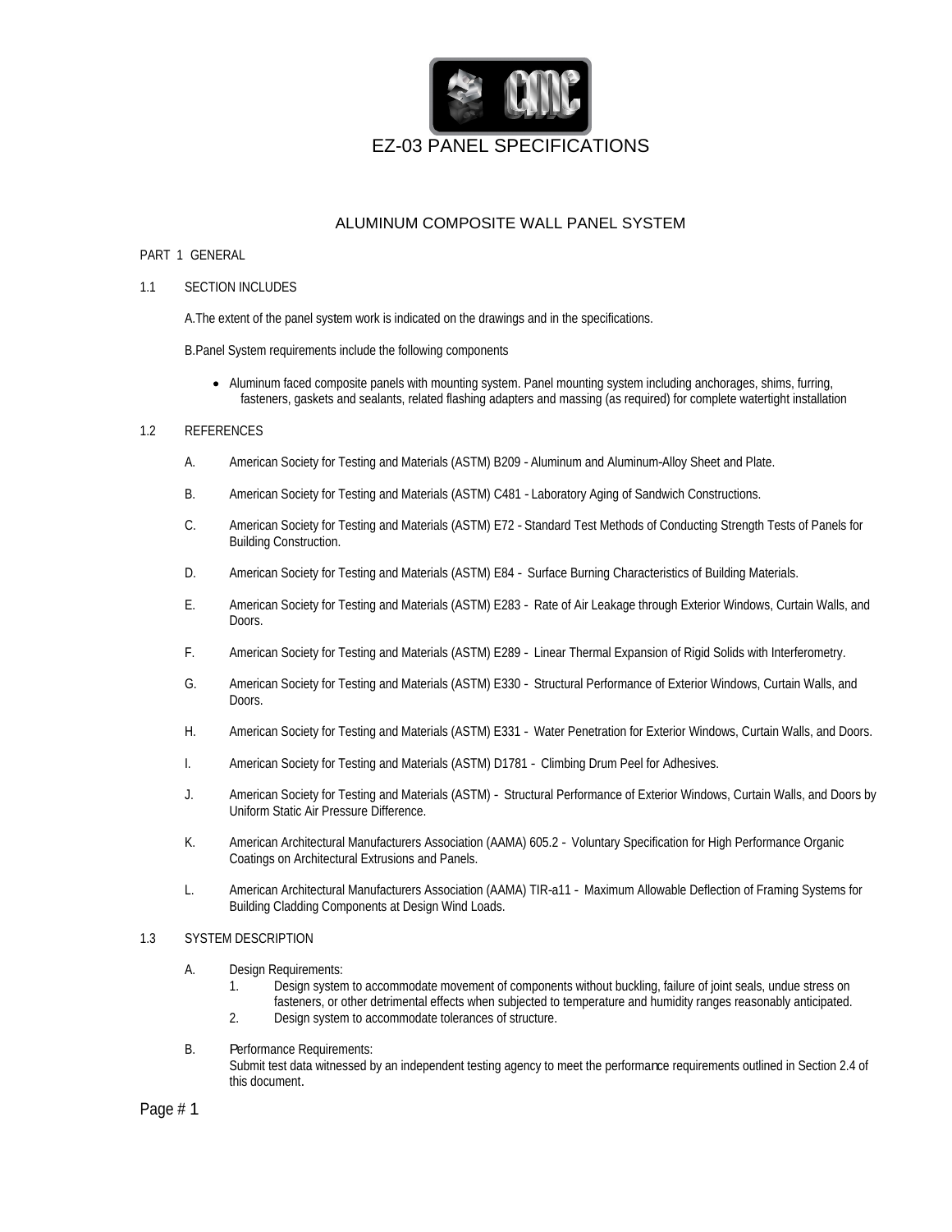# EZ-03 PANEL SPECIFICATIONS

## ALUMINUM COMPOSITE WALL PANEL SYSTEM

PART 1 GENERAL

1.1 SECTION INCLUDES

A.The extent of the panel system work is indicated on the drawings and in the specifications.

B.Panel System requirements include the following components

- Aluminum faced composite panels with mounting system. Panel mounting system including anchorages, shims, furring, fasteners, gaskets and sealants, related flashing adapters and massing (as required) for complete watertight installation

1.2 REFERENCES

A. American Society for Testing and Materials (ASTM) B209 - Aluminum and Aluminum-Alloy Sheet and Plate.

B. American Society for Testing and Materials (ASTM) C481 - Laboratory Aging of Sandwich Constructions.

C. American Society for Testing and Materials (ASTM) E72 - Standard Test Methods of Conducting Strength Tests of Panels for Building Construction.

D. American Society for Testing and Materials (ASTM) E84 - Surface Burning Characteristics of Building Materials.

E. American Society for Testing and Materials (ASTM) E283 - Rate of Air Leakage through Exterior Windows, Curtain Walls, and Doors.

F. American Society for Testing and Materials (ASTM) E289 - Linear Thermal Expansion of Rigid Solids with Interferometry.

G. American Society for Testing and Materials (ASTM) E330 - Structural Performance of Exterior Windows, Curtain Walls, and Doors.

H. American Society for Testing and Materials (ASTM) E331 - Water Penetration for Exterior Windows, Curtain Walls, and Doors.

I. American Society for Testing and Materials (ASTM) D1781 - Climbing Drum Peel for Adhesives.

J. American Society for Testing and Materials (ASTM) - Structural Performance of Exterior Windows, Curtain Walls, and Doors by Uniform Static Air Pressure Difference.

K. American Architectural Manufacturers Association (AAMA) 605.2 - Voluntary Specification for High Performance Organic Coatings on Architectural Extrusions and Panels.

L. American Architectural Manufacturers Association (AAMA) TIR-a11 - Maximum Allowable Deflection of Framing Systems for Building Cladding Components at Design Wind Loads.

1.3 SYSTEM DESCRIPTION

A. Design Requirements:
   1. Design system to accommodate movement of components without buckling, failure of joint seals, undue stress on fasteners, or other detrimental effects when subjected to temperature and humidity ranges reasonably anticipated.
   2. Design system to accommodate tolerances of structure.

B. Performance Requirements:
   Submit test data witnessed by an independent testing agency to meet the performance requirements outlined in Section 2.4 of this document.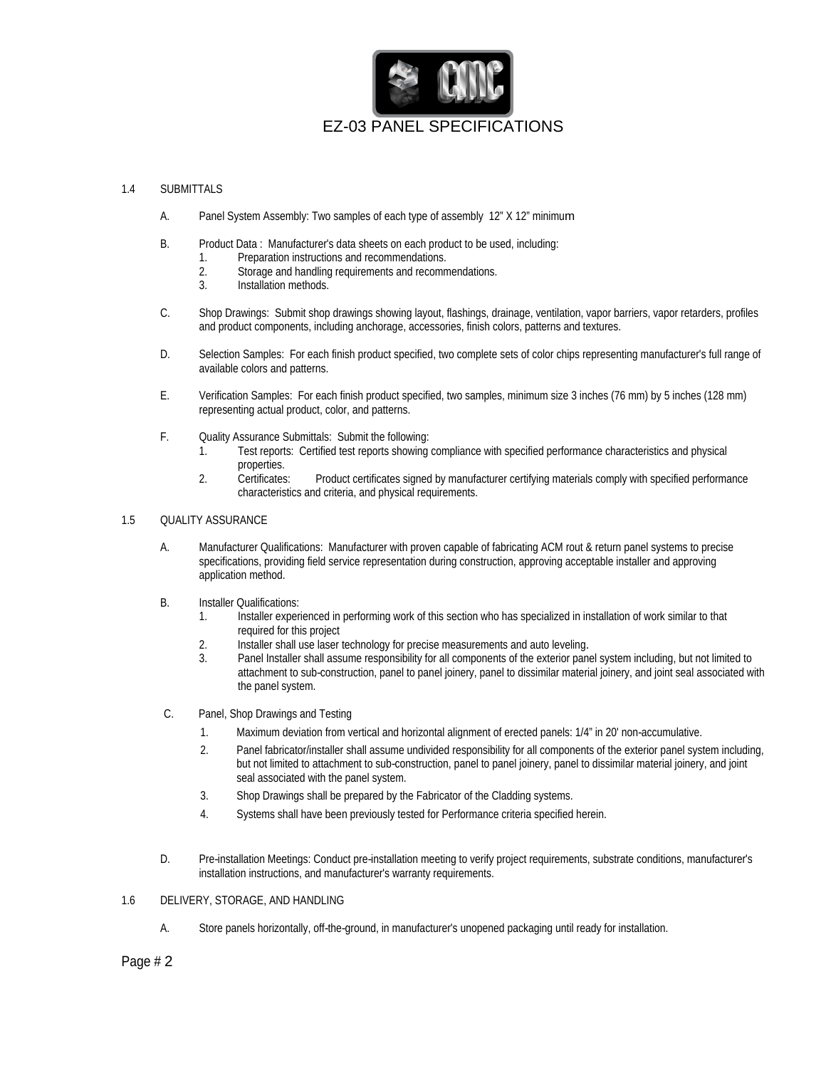# EZ-03 PANEL SPECIFICATIONS

1.4 SUBMITTALS

A. Panel System Assembly: Two samples of each type of assembly 12" X 12" minimum

B. Product Data : Manufacturer's data sheets on each product to be used, including:
   1. Preparation instructions and recommendations.
   2. Storage and handling requirements and recommendations.
   3. Installation methods.

C. Shop Drawings: Submit shop drawings showing layout, flashings, drainage, ventilation, vapor barriers, vapor retarders, profiles and product components, including anchorage, accessories, finish colors, patterns and textures.

D. Selection Samples: For each finish product specified, two complete sets of color chips representing manufacturer's full range of available colors and patterns.

E. Verification Samples: For each finish product specified, two samples, minimum size 3 inches (76 mm) by 5 inches (128 mm) representing actual product, color, and patterns.

F. Quality Assurance Submittals: Submit the following:
   1. Test reports: Certified test reports showing compliance with specified performance characteristics and physical properties.
   2. Certificates: Product certificates signed by manufacturer certifying materials comply with specified performance characteristics and criteria, and physical requirements.

1.5 QUALITY ASSURANCE

A. Manufacturer Qualifications: Manufacturer with proven capable of fabricating ACM rout & return panel systems to precise specifications, providing field service representation during construction, approving acceptable installer and approving application method.

B. Installer Qualifications:
   1. Installer experienced in performing work of this section who has specialized in installation of work similar to that required for this project
   2. Installer shall use laser technology for precise measurements and auto leveling.
   3. Panel Installer shall assume responsibility for all components of the exterior panel system including, but not limited to attachment to sub-construction, panel to panel joinery, panel to dissimilar material joinery, and joint seal associated with the panel system.

C. Panel, Shop Drawings and Testing
   1. Maximum deviation from vertical and horizontal alignment of erected panels: 1/4" in 20' non-accumulative.
   2. Panel fabricator/installer shall assume undivided responsibility for all components of the exterior panel system including, but not limited to attachment to sub-construction, panel to panel joinery, panel to dissimilar material joinery, and joint seal associated with the panel system.
   3. Shop Drawings shall be prepared by the Fabricator of the Cladding systems.
   4. Systems shall have been previously tested for Performance criteria specified herein.

D. Pre-installation Meetings: Conduct pre-installation meeting to verify project requirements, substrate conditions, manufacturer's installation instructions, and manufacturer's warranty requirements.

1.6 DELIVERY, STORAGE, AND HANDLING

A. Store panels horizontally, off-the-ground, in manufacturer's unopened packaging until ready for installation.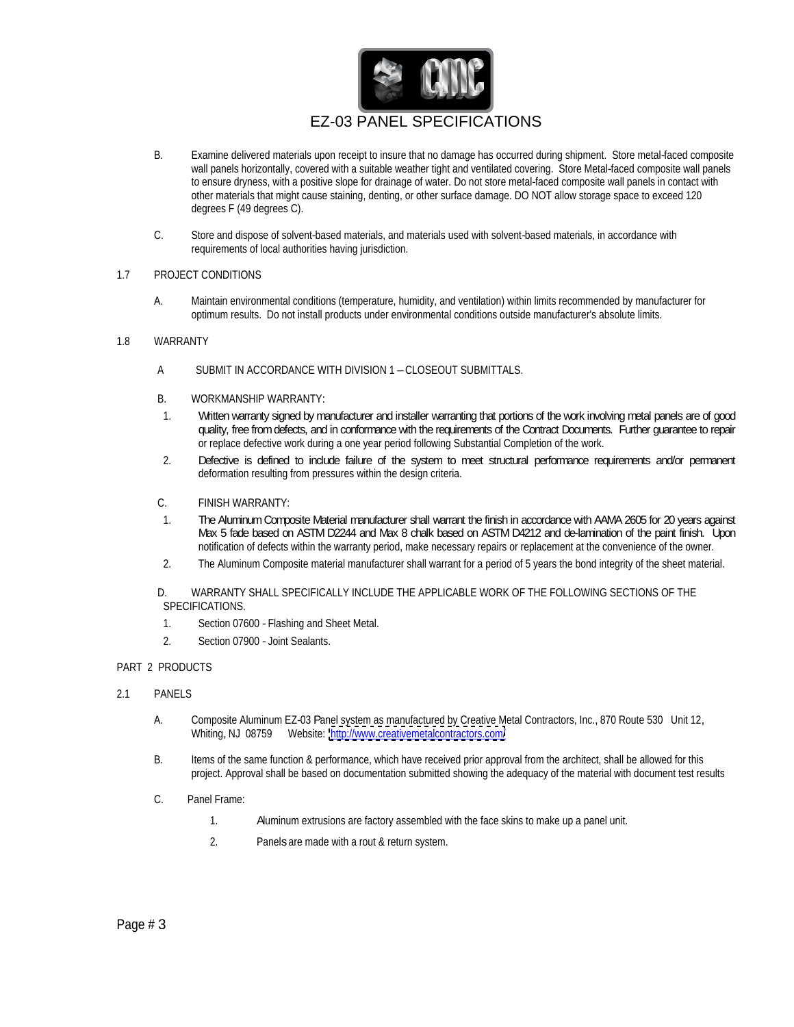B. Examine delivered materials upon receipt to insure that no damage has occurred during shipment. Store metal-faced composite wall panels horizontally, covered with a suitable weather tight and ventilated covering. Store Metal-faced composite wall panels to ensure dryness, with a positive slope for drainage of water. Do not store metal-faced composite wall panels in contact with other materials that might cause staining, denting, or other surface damage. DO NOT allow storage space to exceed 120 degrees F (49 degrees C).

C. Store and dispose of solvent-based materials, and materials used with solvent-based materials, in accordance with requirements of local authorities having jurisdiction.

1.7 PROJECT CONDITIONS

A. Maintain environmental conditions (temperature, humidity, and ventilation) within limits recommended by manufacturer for optimum results. Do not install products under environmental conditions outside manufacturer's absolute limits.

1.8 WARRANTY

A SUBMIT IN ACCORDANCE WITH DIVISION 1 – CLOSEOUT SUBMITTALS.

B. WORKMANSHIP WARRANTY:

1. Written warranty signed by manufacturer and installer warranting that portions of the work involving metal panels are of good quality, free from defects, and in conformance with the requirements of the Contract Documents. Further guarantee to repair or replace defective work during a one year period following Substantial Completion of the work.
2. Defective is defined to include failure of the system to meet structural performance requirements and/or permanent deformation resulting from pressures within the design criteria.

C. FINISH WARRANTY:

1. The Aluminum Composite Material manufacturer shall warrant the finish in accordance with AAMA 2605 for 20 years against Max 5 fade based on ASTM D2244 and Max 8 chalk based on ASTM D4212 and de-lamination of the paint finish. Upon notification of defects within the warranty period, make necessary repairs or replacement at the convenience of the owner.
2. The Aluminum Composite material manufacturer shall warrant for a period of 5 years the bond integrity of the sheet material.

D. WARRANTY SHALL SPECIFICALLY INCLUDE THE APPLICABLE WORK OF THE FOLLOWING SECTIONS OF THE SPECIFICATIONS.

1. Section 07600 - Flashing and Sheet Metal.
2. Section 07900 - Joint Sealants.

PART 2 PRODUCTS

2.1 PANELS

A. Composite Aluminum EZ-03 Panel system as manufactured by Creative Metal Contractors, Inc., 870 Route 530 Unit 12, Whiting, NJ 08759 Website: http://www.creativemetalcontractors.com

B. Items of the same function & performance, which have received prior approval from the architect, shall be allowed for this project. Approval shall be based on documentation submitted showing the adequacy of the material with document test results

C. Panel Frame:

1. Aluminum extrusions are factory assembled with the face skins to make up a panel unit.
2. Panels are made with a rout & return system.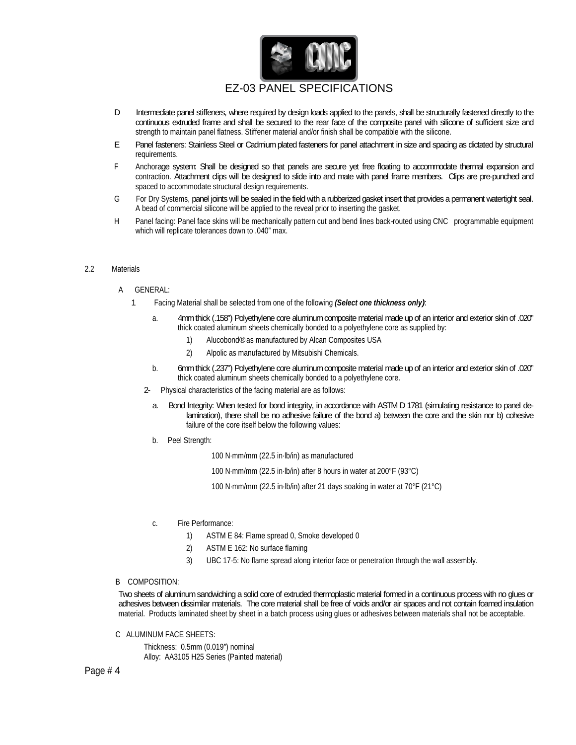D Intermediate panel stiffeners, where required by design loads applied to the panels, shall be structurally fastened directly to the continuous extruded frame and shall be secured to the rear face of the composite panel with silicone of sufficient size and strength to maintain panel flatness. Stiffener material and/or finish shall be compatible with the silicone.

E Panel fasteners: Stainless Steel or Cadmium plated fasteners for panel attachment in size and spacing as dictated by structural requirements.

F Anchorage system: Shall be designed so that panels are secure yet free floating to accommodate thermal expansion and contraction. Attachment clips will be designed to slide into and mate with panel frame members. Clips are pre-punched and spaced to accommodate structural design requirements.

G For Dry Systems, panel joints will be sealed in the field with a rubberized gasket insert that provides a permanent watertight seal. A bead of commercial silicone will be applied to the reveal prior to inserting the gasket.

H Panel facing: Panel face skins will be mechanically pattern cut and bend lines back-routed using CNC programmable equipment which will replicate tolerances down to .040" max.

2.2 Materials

A GENERAL:

1 Facing Material shall be selected from one of the following ***(Select one thickness only)***:

a. 4mm thick (.158") Polyethylene core aluminum composite material made up of an interior and exterior skin of .020" thick coated aluminum sheets chemically bonded to a polyethylene core as supplied by:

1) Alucobond® as manufactured by Alcan Composites USA

2) Alpolic as manufactured by Mitsubishi Chemicals.

b. 6mm thick (.237") Polyethylene core aluminum composite material made up of an interior and exterior skin of .020" thick coated aluminum sheets chemically bonded to a polyethylene core.

2- Physical characteristics of the facing material are as follows:

a. Bond Integrity: When tested for bond integrity, in accordance with ASTM D 1781 (simulating resistance to panel de-lamination), there shall be no adhesive failure of the bond a) between the core and the skin nor b) cohesive failure of the core itself below the following values:

b. Peel Strength:

100 N·mm/mm (22.5 in·lb/in) as manufactured

100 N·mm/mm (22.5 in·lb/in) after 8 hours in water at 200°F (93°C)

100 N·mm/mm (22.5 in·lb/in) after 21 days soaking in water at 70°F (21°C)

c. Fire Performance:

1) ASTM E 84: Flame spread 0, Smoke developed 0

2) ASTM E 162: No surface flaming

3) UBC 17-5: No flame spread along interior face or penetration through the wall assembly.

B COMPOSITION:

Two sheets of aluminum sandwiching a solid core of extruded thermoplastic material formed in a continuous process with no glues or adhesives between dissimilar materials. The core material shall be free of voids and/or air spaces and not contain foamed insulation material. Products laminated sheet by sheet in a batch process using glues or adhesives between materials shall not be acceptable.

C ALUMINUM FACE SHEETS:

Thickness: 0.5mm (0.019") nominal
Alloy: AA3105 H25 Series (Painted material)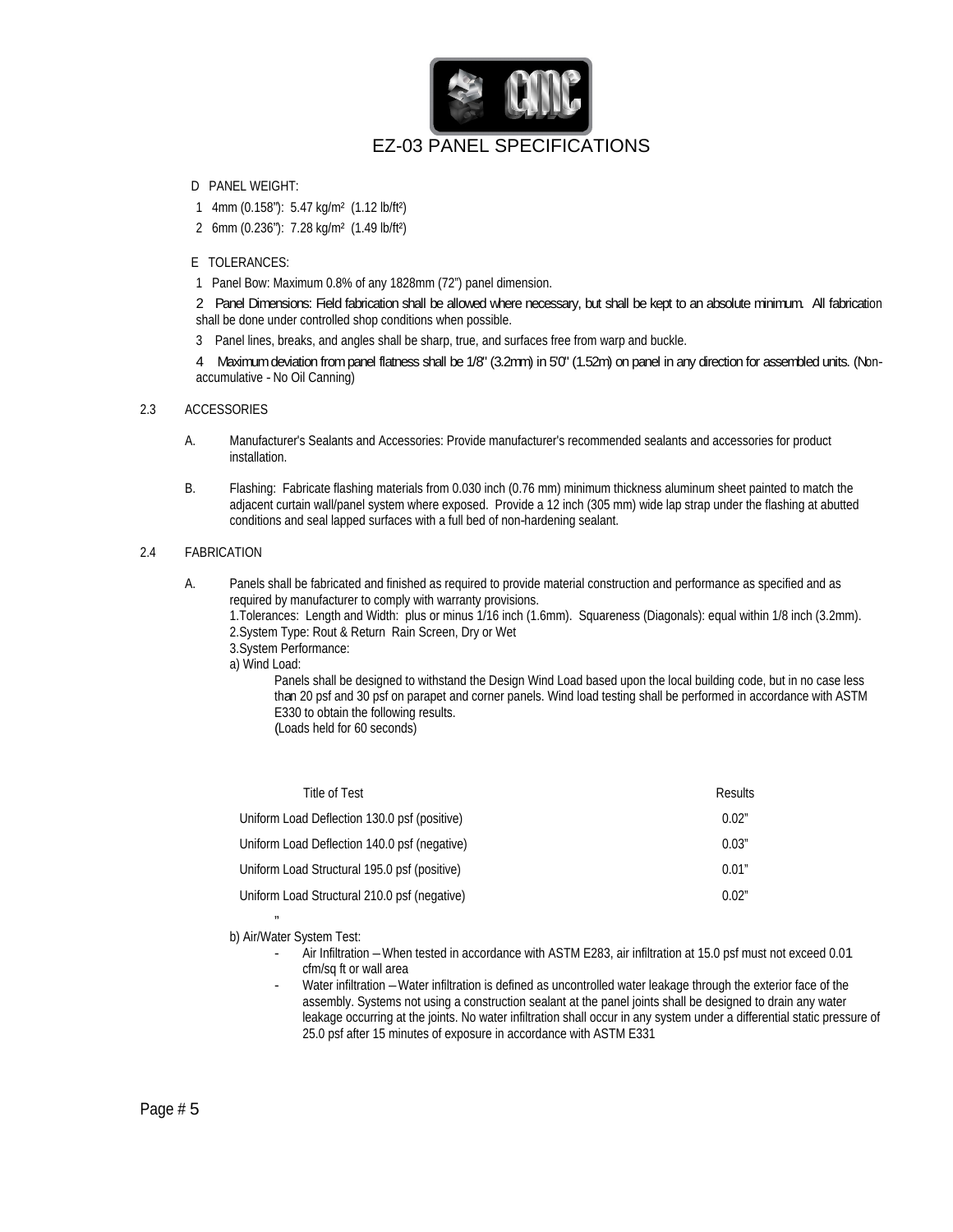# EZ-03 PANEL SPECIFICATIONS

D PANEL WEIGHT:

1 4mm (0.158”): 5.47 kg/m² (1.12 lb/ft²)

2 6mm (0.236”): 7.28 kg/m² (1.49 lb/ft²)

E TOLERANCES:

1 Panel Bow: Maximum 0.8% of any 1828mm (72”) panel dimension.

2 Panel Dimensions: Field fabrication shall be allowed where necessary, but shall be kept to an absolute minimum. All fabrication shall be done under controlled shop conditions when possible.

3 Panel lines, breaks, and angles shall be sharp, true, and surfaces free from warp and buckle.

4 Maximum deviation from panel flatness shall be 1/8" (3.2mm) in 5'0" (1.52m) on panel in any direction for assembled units. (Non-accumulative - No Oil Canning)

2.3 ACCESSORIES

A. Manufacturer's Sealants and Accessories: Provide manufacturer's recommended sealants and accessories for product installation.

B. Flashing: Fabricate flashing materials from 0.030 inch (0.76 mm) minimum thickness aluminum sheet painted to match the adjacent curtain wall/panel system where exposed. Provide a 12 inch (305 mm) wide lap strap under the flashing at abutted conditions and seal lapped surfaces with a full bed of non-hardening sealant.

2.4 FABRICATION

A. Panels shall be fabricated and finished as required to provide material construction and performance as specified and as required by manufacturer to comply with warranty provisions.
1.Tolerances: Length and Width: plus or minus 1/16 inch (1.6mm). Squareness (Diagonals): equal within 1/8 inch (3.2mm).
2.System Type: Rout & Return Rain Screen, Dry or Wet
3.System Performance:
a) Wind Load:

Panels shall be designed to withstand the Design Wind Load based upon the local building code, but in no case less than 20 psf and 30 psf on parapet and corner panels. Wind load testing shall be performed in accordance with ASTM E330 to obtain the following results.
(Loads held for 60 seconds)

| Title of Test | Results |
|---|---|
| Uniform Load Deflection 130.0 psf (positive) | 0.02” |
| Uniform Load Deflection 140.0 psf (negative) | 0.03” |
| Uniform Load Structural 195.0 psf (positive) | 0.01” |
| Uniform Load Structural 210.0 psf (negative) | 0.02” |

”

b) Air/Water System Test:

- Air Infiltration – When tested in accordance with ASTM E283, air infiltration at 15.0 psf must not exceed 0.01 cfm/sq ft or wall area
- Water infiltration – Water infiltration is defined as uncontrolled water leakage through the exterior face of the assembly. Systems not using a construction sealant at the panel joints shall be designed to drain any water leakage occurring at the joints. No water infiltration shall occur in any system under a differential static pressure of 25.0 psf after 15 minutes of exposure in accordance with ASTM E331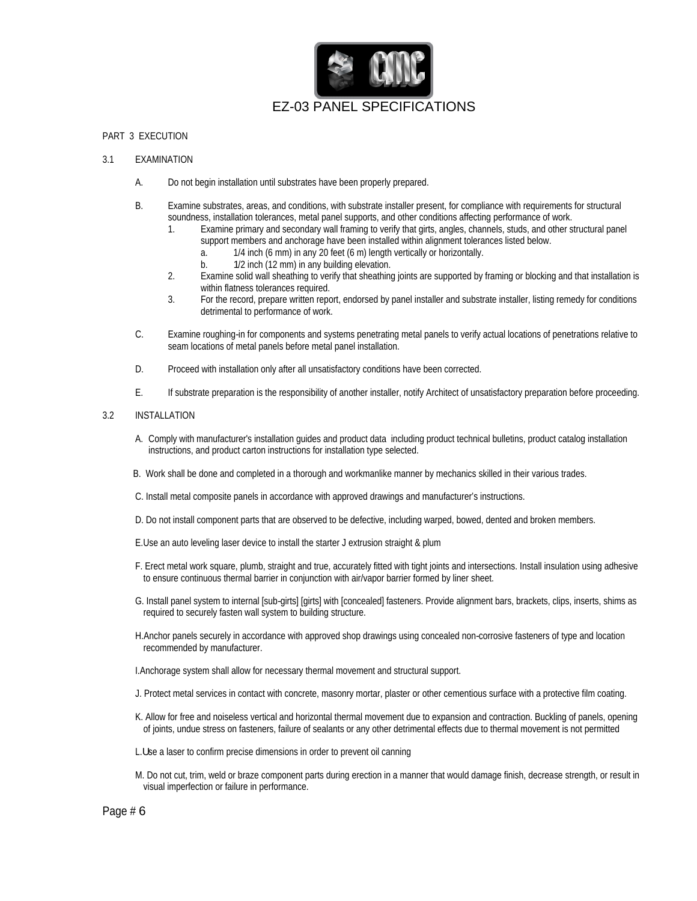PART 3 EXECUTION

3.1 EXAMINATION

A. Do not begin installation until substrates have been properly prepared.

B. Examine substrates, areas, and conditions, with substrate installer present, for compliance with requirements for structural soundness, installation tolerances, metal panel supports, and other conditions affecting performance of work.
   1. Examine primary and secondary wall framing to verify that girts, angles, channels, studs, and other structural panel support members and anchorage have been installed within alignment tolerances listed below.
      a. 1/4 inch (6 mm) in any 20 feet (6 m) length vertically or horizontally.
      b. 1/2 inch (12 mm) in any building elevation.
   2. Examine solid wall sheathing to verify that sheathing joints are supported by framing or blocking and that installation is within flatness tolerances required.
   3. For the record, prepare written report, endorsed by panel installer and substrate installer, listing remedy for conditions detrimental to performance of work.

C. Examine roughing-in for components and systems penetrating metal panels to verify actual locations of penetrations relative to seam locations of metal panels before metal panel installation.

D. Proceed with installation only after all unsatisfactory conditions have been corrected.

E. If substrate preparation is the responsibility of another installer, notify Architect of unsatisfactory preparation before proceeding.

3.2 INSTALLATION

A. Comply with manufacturer's installation guides and product data including product technical bulletins, product catalog installation instructions, and product carton instructions for installation type selected.

B. Work shall be done and completed in a thorough and workmanlike manner by mechanics skilled in their various trades.

C. Install metal composite panels in accordance with approved drawings and manufacturer's instructions.

D. Do not install component parts that are observed to be defective, including warped, bowed, dented and broken members.

E.Use an auto leveling laser device to install the starter J extrusion straight & plum

F. Erect metal work square, plumb, straight and true, accurately fitted with tight joints and intersections. Install insulation using adhesive to ensure continuous thermal barrier in conjunction with air/vapor barrier formed by liner sheet.

G. Install panel system to internal [sub-girts] [girts] with [concealed] fasteners. Provide alignment bars, brackets, clips, inserts, shims as required to securely fasten wall system to building structure.

H.Anchor panels securely in accordance with approved shop drawings using concealed non-corrosive fasteners of type and location recommended by manufacturer.

I.Anchorage system shall allow for necessary thermal movement and structural support.

J. Protect metal services in contact with concrete, masonry mortar, plaster or other cementious surface with a protective film coating.

K. Allow for free and noiseless vertical and horizontal thermal movement due to expansion and contraction. Buckling of panels, opening of joints, undue stress on fasteners, failure of sealants or any other detrimental effects due to thermal movement is not permitted

L.Use a laser to confirm precise dimensions in order to prevent oil canning

M. Do not cut, trim, weld or braze component parts during erection in a manner that would damage finish, decrease strength, or result in visual imperfection or failure in performance.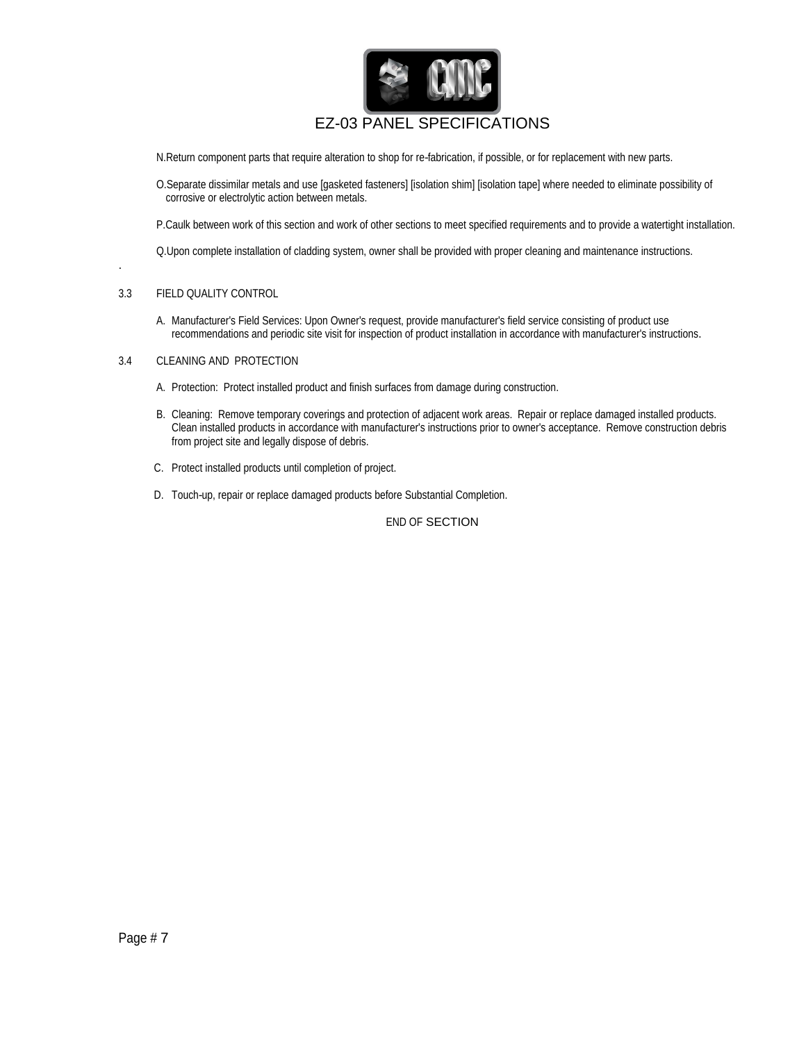N. Return component parts that require alteration to shop for re-fabrication, if possible, or for replacement with new parts.

O. Separate dissimilar metals and use [gasketed fasteners] [isolation shim] [isolation tape] where needed to eliminate possibility of corrosive or electrolytic action between metals.

P. Caulk between work of this section and work of other sections to meet specified requirements and to provide a watertight installation.

Q. Upon complete installation of cladding system, owner shall be provided with proper cleaning and maintenance instructions.

.

3.3 FIELD QUALITY CONTROL

A. Manufacturer's Field Services: Upon Owner's request, provide manufacturer's field service consisting of product use recommendations and periodic site visit for inspection of product installation in accordance with manufacturer's instructions.

3.4 CLEANING AND PROTECTION

A. Protection: Protect installed product and finish surfaces from damage during construction.

B. Cleaning: Remove temporary coverings and protection of adjacent work areas. Repair or replace damaged installed products. Clean installed products in accordance with manufacturer's instructions prior to owner's acceptance. Remove construction debris from project site and legally dispose of debris.

C. Protect installed products until completion of project.

D. Touch-up, repair or replace damaged products before Substantial Completion.

END OF SECTION